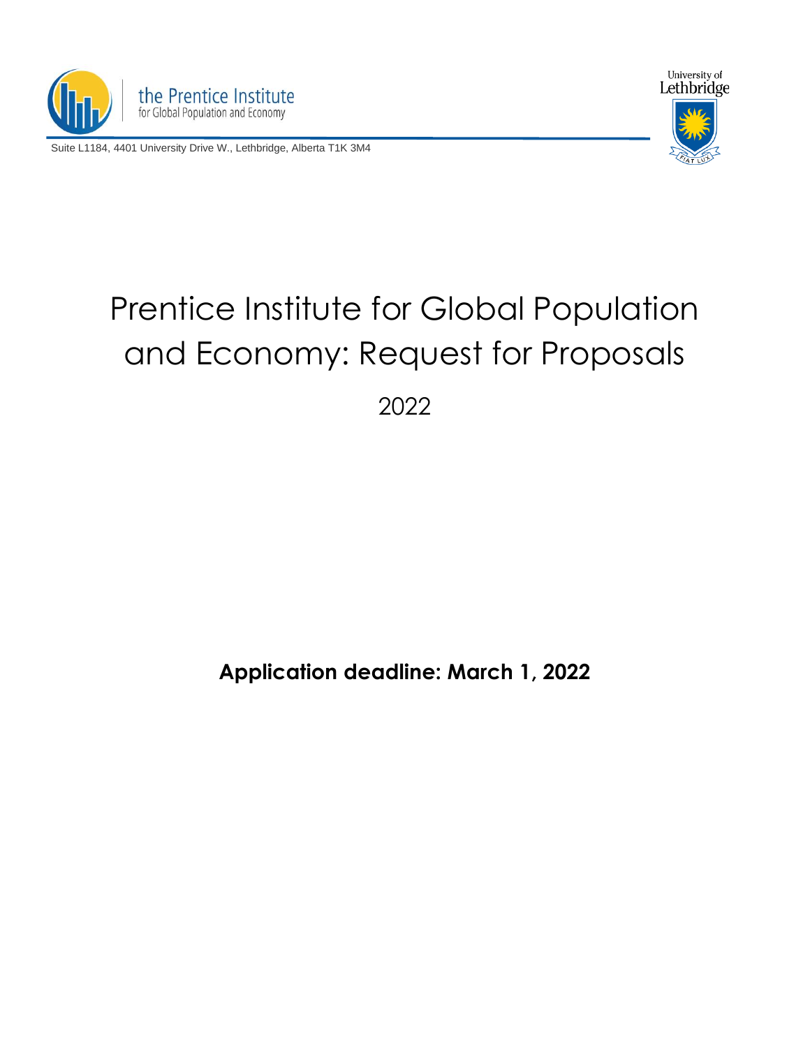the Prentice Institute
for Global Population and Economy

Suite L1184, 4401 University Drive W., Lethbridge, Alberta T1K 3M4

University of Lethbridge

# Prentice Institute for Global Population and Economy: Request for Proposals

2022

**Application deadline: March 1, 2022**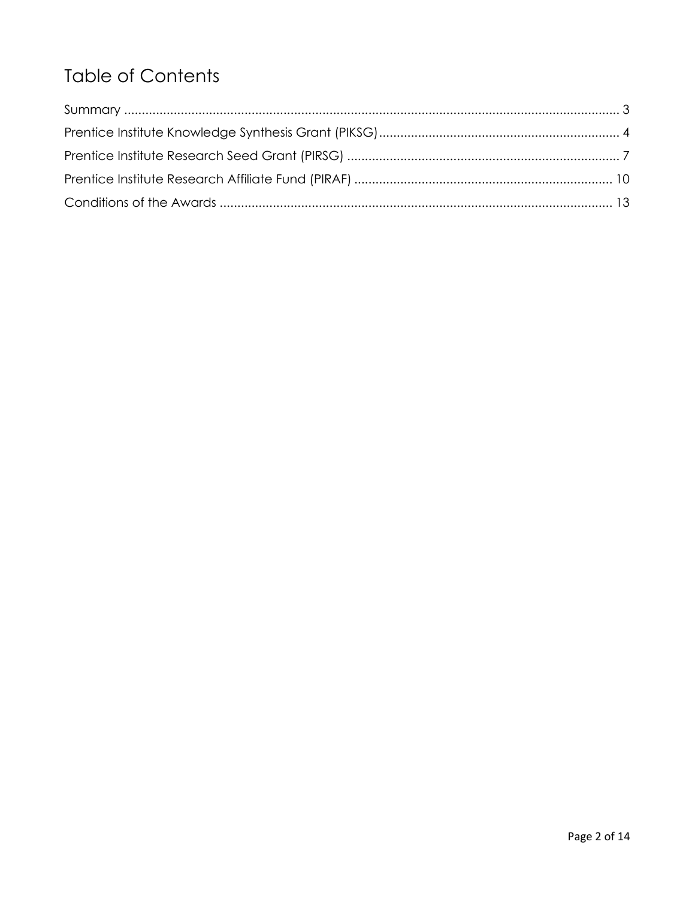# Table of Contents

Summary ........................................................................................................................................ 3

Prentice Institute Knowledge Synthesis Grant (PIKSG)................................................................... 4

Prentice Institute Research Seed Grant (PIRSG) ............................................................................ 7

Prentice Institute Research Affiliate Fund (PIRAF) ........................................................................ 10

Conditions of the Awards ............................................................................................................. 13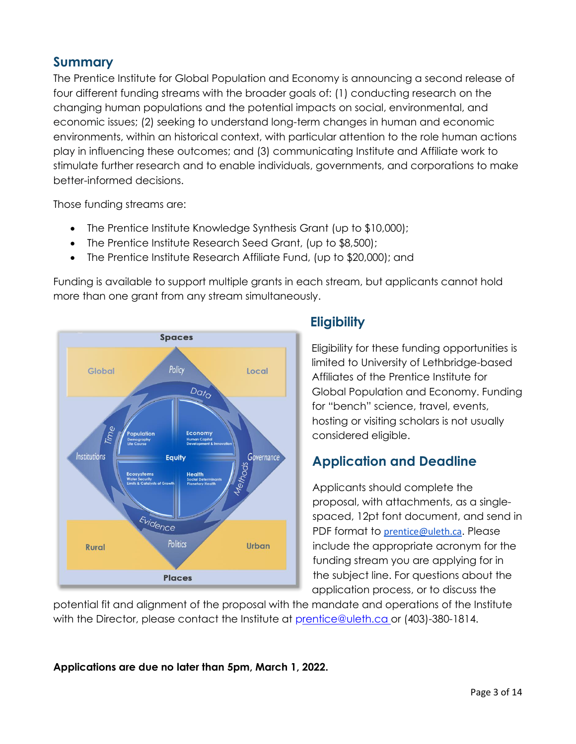## Summary

The Prentice Institute for Global Population and Economy is announcing a second release of four different funding streams with the broader goals of: (1) conducting research on the changing human populations and the potential impacts on social, environmental, and economic issues; (2) seeking to understand long-term changes in human and economic environments, within an historical context, with particular attention to the role human actions play in influencing these outcomes; and (3) communicating Institute and Affiliate work to stimulate further research and to enable individuals, governments, and corporations to make better-informed decisions.

Those funding streams are:

- The Prentice Institute Knowledge Synthesis Grant (up to $10,000);
- The Prentice Institute Research Seed Grant, (up to $8,500);
- The Prentice Institute Research Affiliate Fund, (up to $20,000); and

Funding is available to support multiple grants in each stream, but applicants cannot hold more than one grant from any stream simultaneously.

## Eligibility

Eligibility for these funding opportunities is limited to University of Lethbridge-based Affiliates of the Prentice Institute for Global Population and Economy. Funding for "bench" science, travel, events, hosting or visiting scholars is not usually considered eligible.

## Application and Deadline

Applicants should complete the proposal, with attachments, as a single-spaced, 12pt font document, and send in PDF format to prentice@uleth.ca. Please include the appropriate acronym for the funding stream you are applying for in the subject line. For questions about the application process, or to discuss the potential fit and alignment of the proposal with the mandate and operations of the Institute with the Director, please contact the Institute at prentice@uleth.ca or (403)-380-1814.

**Applications are due no later than 5pm, March 1, 2022.**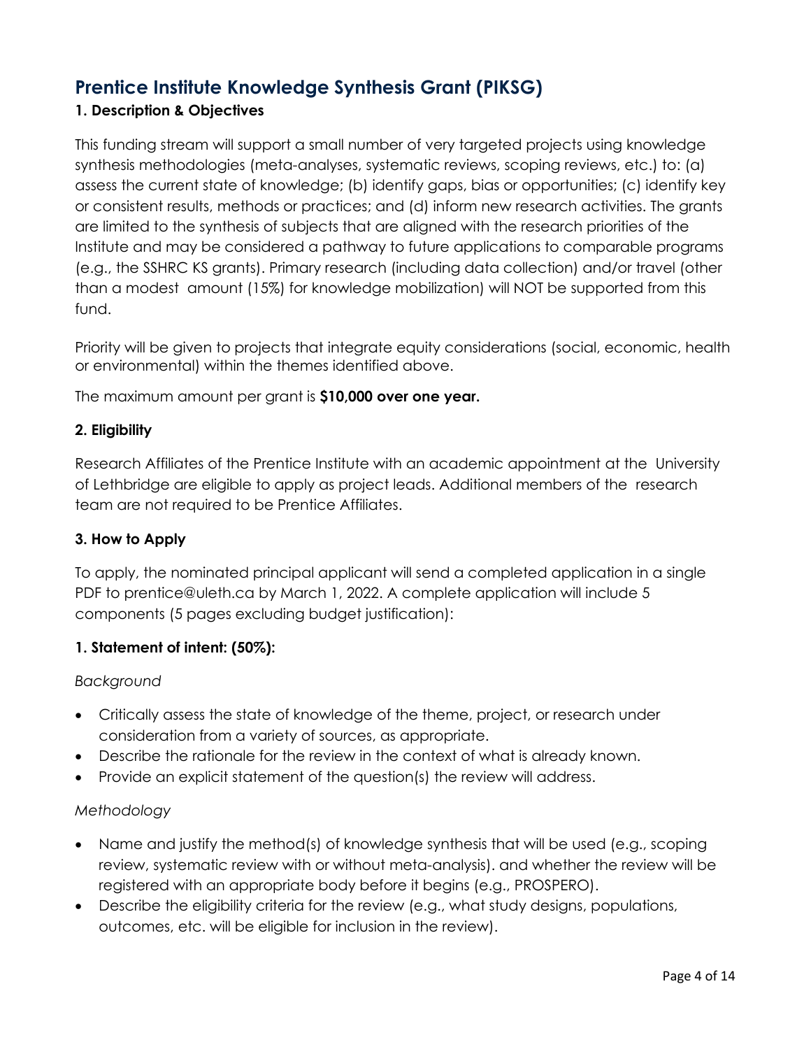# Prentice Institute Knowledge Synthesis Grant (PIKSG)

### 1. Description & Objectives

This funding stream will support a small number of very targeted projects using knowledge synthesis methodologies (meta-analyses, systematic reviews, scoping reviews, etc.) to: (a) assess the current state of knowledge; (b) identify gaps, bias or opportunities; (c) identify key or consistent results, methods or practices; and (d) inform new research activities. The grants are limited to the synthesis of subjects that are aligned with the research priorities of the Institute and may be considered a pathway to future applications to comparable programs (e.g., the SSHRC KS grants). Primary research (including data collection) and/or travel (other than a modest amount (15%) for knowledge mobilization) will NOT be supported from this fund.

Priority will be given to projects that integrate equity considerations (social, economic, health or environmental) within the themes identified above.

The maximum amount per grant is **$10,000 over one year.**

### 2. Eligibility

Research Affiliates of the Prentice Institute with an academic appointment at the University of Lethbridge are eligible to apply as project leads. Additional members of the research team are not required to be Prentice Affiliates.

### 3. How to Apply

To apply, the nominated principal applicant will send a completed application in a single PDF to prentice@uleth.ca by March 1, 2022. A complete application will include 5 components (5 pages excluding budget justification):

### 1. Statement of intent: (50%):

*Background*

- Critically assess the state of knowledge of the theme, project, or research under consideration from a variety of sources, as appropriate.
- Describe the rationale for the review in the context of what is already known.
- Provide an explicit statement of the question(s) the review will address.

*Methodology*

- Name and justify the method(s) of knowledge synthesis that will be used (e.g., scoping review, systematic review with or without meta-analysis). and whether the review will be registered with an appropriate body before it begins (e.g., PROSPERO).
- Describe the eligibility criteria for the review (e.g., what study designs, populations, outcomes, etc. will be eligible for inclusion in the review).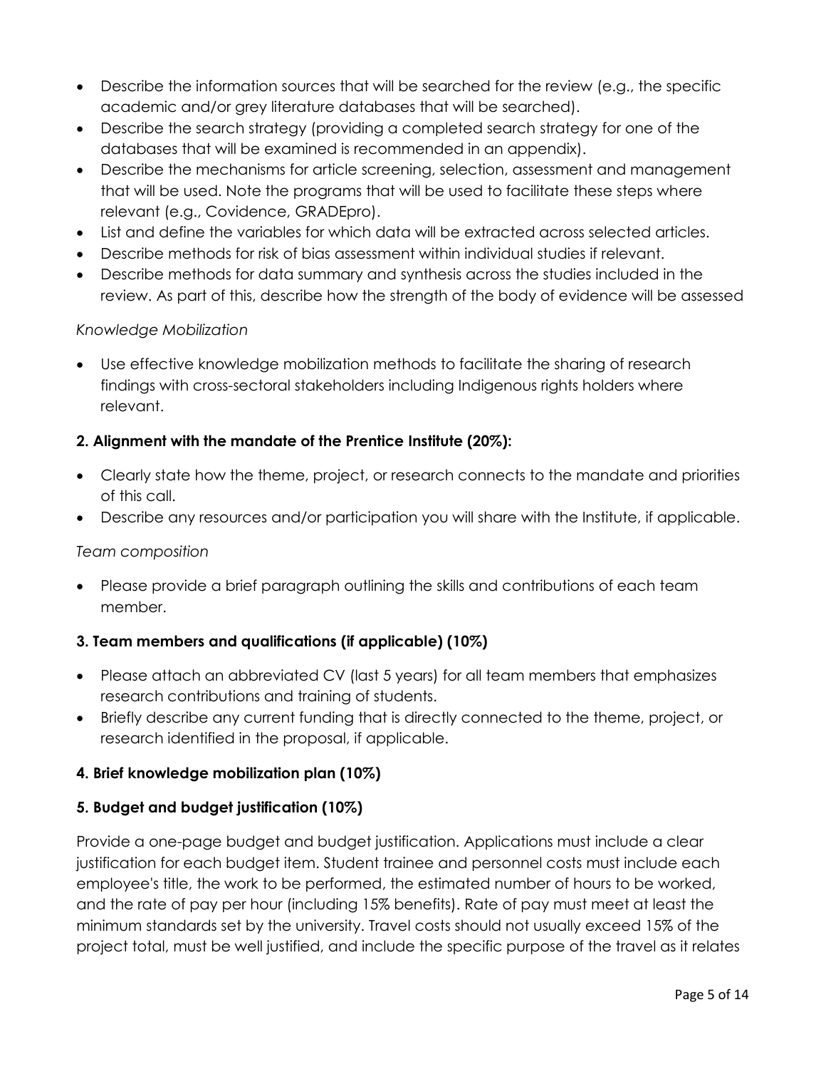- Describe the information sources that will be searched for the review (e.g., the specific academic and/or grey literature databases that will be searched).
- Describe the search strategy (providing a completed search strategy for one of the databases that will be examined is recommended in an appendix).
- Describe the mechanisms for article screening, selection, assessment and management that will be used. Note the programs that will be used to facilitate these steps where relevant (e.g., Covidence, GRADEpro).
- List and define the variables for which data will be extracted across selected articles.
- Describe methods for risk of bias assessment within individual studies if relevant.
- Describe methods for data summary and synthesis across the studies included in the review. As part of this, describe how the strength of the body of evidence will be assessed

*Knowledge Mobilization*

- Use effective knowledge mobilization methods to facilitate the sharing of research findings with cross-sectoral stakeholders including Indigenous rights holders where relevant.

**2. Alignment with the mandate of the Prentice Institute (20%):**

- Clearly state how the theme, project, or research connects to the mandate and priorities of this call.
- Describe any resources and/or participation you will share with the Institute, if applicable.

*Team composition*

- Please provide a brief paragraph outlining the skills and contributions of each team member.

**3. Team members and qualifications (if applicable) (10%)**

- Please attach an abbreviated CV (last 5 years) for all team members that emphasizes research contributions and training of students.
- Briefly describe any current funding that is directly connected to the theme, project, or research identified in the proposal, if applicable.

**4. Brief knowledge mobilization plan (10%)**

**5. Budget and budget justification (10%)**

Provide a one-page budget and budget justification. Applications must include a clear justification for each budget item. Student trainee and personnel costs must include each employee's title, the work to be performed, the estimated number of hours to be worked, and the rate of pay per hour (including 15% benefits). Rate of pay must meet at least the minimum standards set by the university. Travel costs should not usually exceed 15% of the project total, must be well justified, and include the specific purpose of the travel as it relates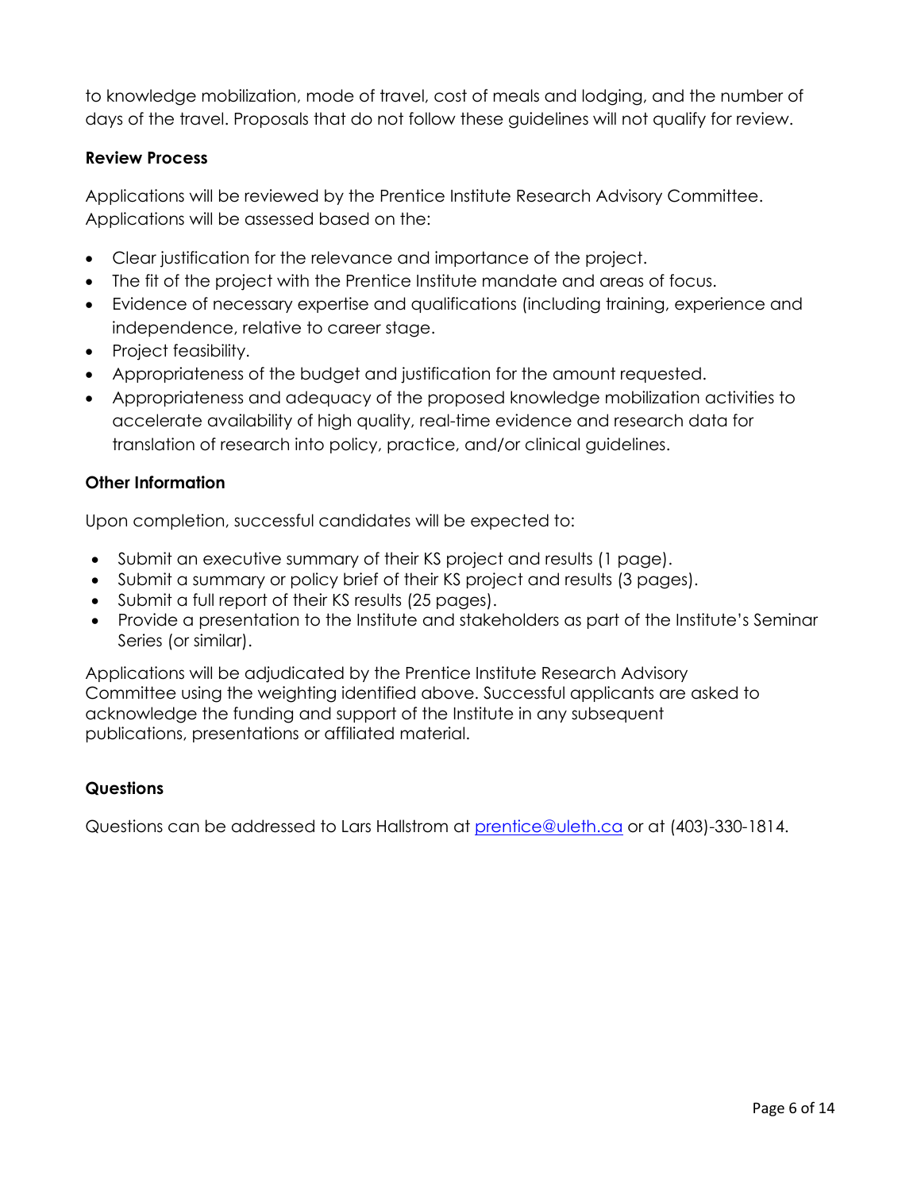to knowledge mobilization, mode of travel, cost of meals and lodging, and the number of days of the travel. Proposals that do not follow these guidelines will not qualify for review.

**Review Process**

Applications will be reviewed by the Prentice Institute Research Advisory Committee. Applications will be assessed based on the:

- Clear justification for the relevance and importance of the project.
- The fit of the project with the Prentice Institute mandate and areas of focus.
- Evidence of necessary expertise and qualifications (including training, experience and independence, relative to career stage.
- Project feasibility.
- Appropriateness of the budget and justification for the amount requested.
- Appropriateness and adequacy of the proposed knowledge mobilization activities to accelerate availability of high quality, real-time evidence and research data for translation of research into policy, practice, and/or clinical guidelines.

**Other Information**

Upon completion, successful candidates will be expected to:

- Submit an executive summary of their KS project and results (1 page).
- Submit a summary or policy brief of their KS project and results (3 pages).
- Submit a full report of their KS results (25 pages).
- Provide a presentation to the Institute and stakeholders as part of the Institute's Seminar Series (or similar).

Applications will be adjudicated by the Prentice Institute Research Advisory Committee using the weighting identified above. Successful applicants are asked to acknowledge the funding and support of the Institute in any subsequent publications, presentations or affiliated material.

**Questions**

Questions can be addressed to Lars Hallstrom at prentice@uleth.ca or at (403)-330-1814.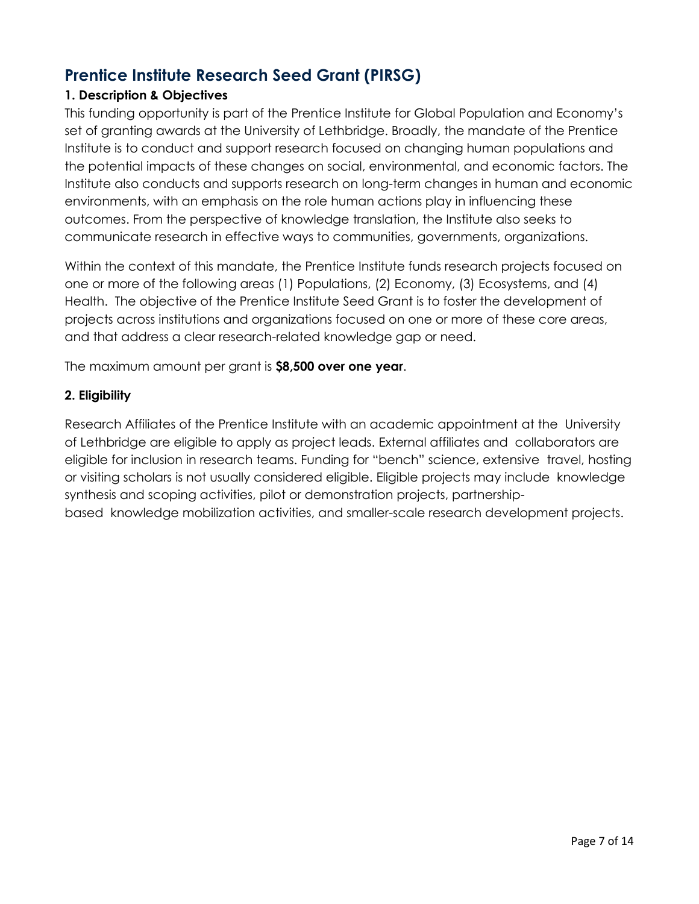## Prentice Institute Research Seed Grant (PIRSG)

### 1. Description & Objectives

This funding opportunity is part of the Prentice Institute for Global Population and Economy's set of granting awards at the University of Lethbridge. Broadly, the mandate of the Prentice Institute is to conduct and support research focused on changing human populations and the potential impacts of these changes on social, environmental, and economic factors. The Institute also conducts and supports research on long-term changes in human and economic environments, with an emphasis on the role human actions play in influencing these outcomes. From the perspective of knowledge translation, the Institute also seeks to communicate research in effective ways to communities, governments, organizations.

Within the context of this mandate, the Prentice Institute funds research projects focused on one or more of the following areas (1) Populations, (2) Economy, (3) Ecosystems, and (4) Health. The objective of the Prentice Institute Seed Grant is to foster the development of projects across institutions and organizations focused on one or more of these core areas, and that address a clear research-related knowledge gap or need.

The maximum amount per grant is **$8,500 over one year**.

### 2. Eligibility

Research Affiliates of the Prentice Institute with an academic appointment at the University of Lethbridge are eligible to apply as project leads. External affiliates and collaborators are eligible for inclusion in research teams. Funding for "bench" science, extensive travel, hosting or visiting scholars is not usually considered eligible. Eligible projects may include knowledge synthesis and scoping activities, pilot or demonstration projects, partnership-based knowledge mobilization activities, and smaller-scale research development projects.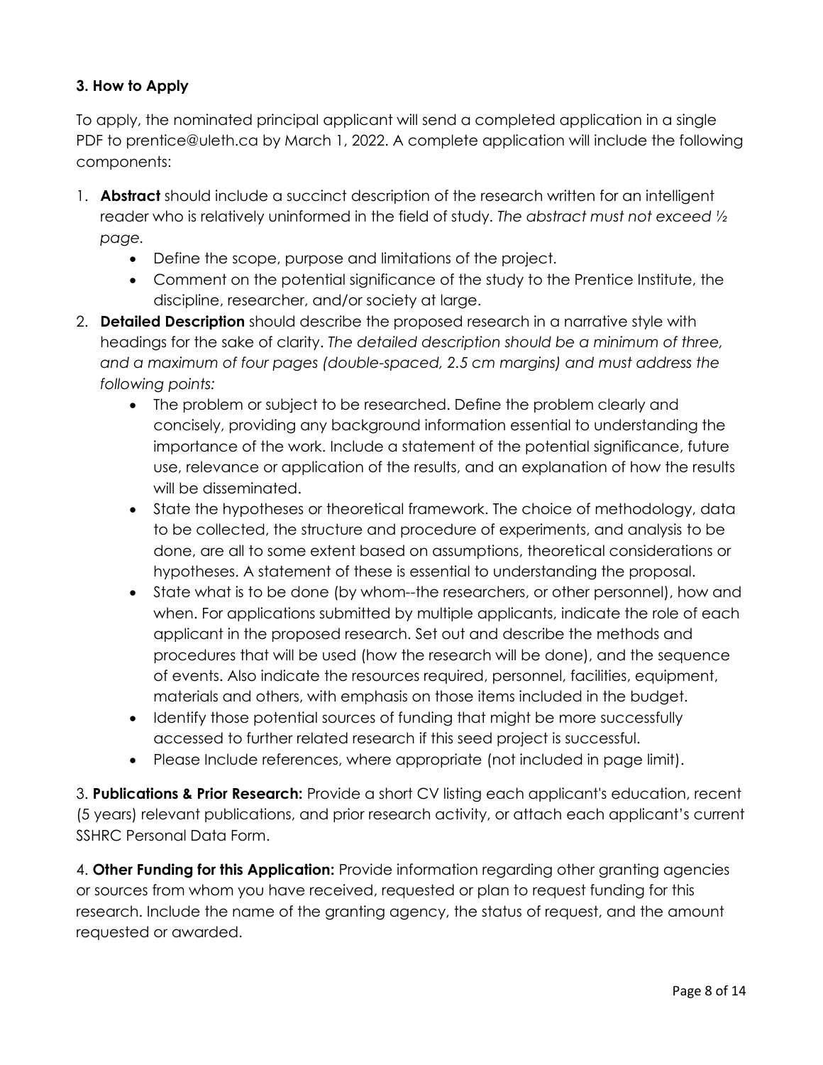### 3. How to Apply

To apply, the nominated principal applicant will send a completed application in a single PDF to prentice@uleth.ca by March 1, 2022. A complete application will include the following components:

1. **Abstract** should include a succinct description of the research written for an intelligent reader who is relatively uninformed in the field of study. *The abstract must not exceed ½ page.*
   - Define the scope, purpose and limitations of the project.
   - Comment on the potential significance of the study to the Prentice Institute, the discipline, researcher, and/or society at large.
2. **Detailed Description** should describe the proposed research in a narrative style with headings for the sake of clarity. *The detailed description should be a minimum of three, and a maximum of four pages (double-spaced, 2.5 cm margins) and must address the following points:*
   - The problem or subject to be researched. Define the problem clearly and concisely, providing any background information essential to understanding the importance of the work. Include a statement of the potential significance, future use, relevance or application of the results, and an explanation of how the results will be disseminated.
   - State the hypotheses or theoretical framework. The choice of methodology, data to be collected, the structure and procedure of experiments, and analysis to be done, are all to some extent based on assumptions, theoretical considerations or hypotheses. A statement of these is essential to understanding the proposal.
   - State what is to be done (by whom--the researchers, or other personnel), how and when. For applications submitted by multiple applicants, indicate the role of each applicant in the proposed research. Set out and describe the methods and procedures that will be used (how the research will be done), and the sequence of events. Also indicate the resources required, personnel, facilities, equipment, materials and others, with emphasis on those items included in the budget.
   - Identify those potential sources of funding that might be more successfully accessed to further related research if this seed project is successful.
   - Please Include references, where appropriate (not included in page limit).

3. **Publications & Prior Research:** Provide a short CV listing each applicant's education, recent (5 years) relevant publications, and prior research activity, or attach each applicant's current SSHRC Personal Data Form.

4. **Other Funding for this Application:** Provide information regarding other granting agencies or sources from whom you have received, requested or plan to request funding for this research. Include the name of the granting agency, the status of request, and the amount requested or awarded.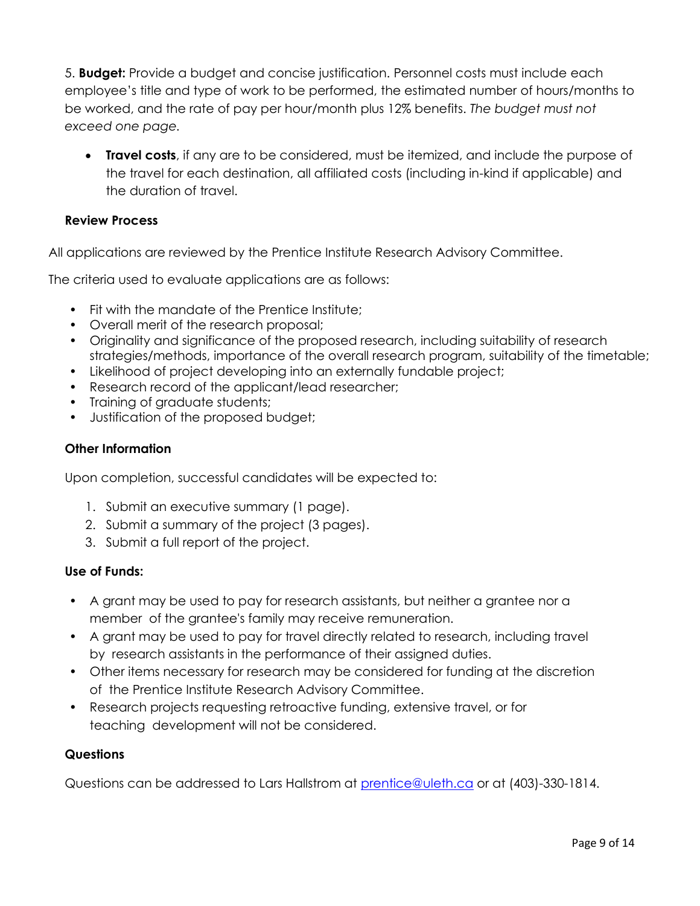5. **Budget:** Provide a budget and concise justification. Personnel costs must include each employee's title and type of work to be performed, the estimated number of hours/months to be worked, and the rate of pay per hour/month plus 12% benefits. *The budget must not exceed one page.*

- **Travel costs**, if any are to be considered, must be itemized, and include the purpose of the travel for each destination, all affiliated costs (including in-kind if applicable) and the duration of travel.

### Review Process

All applications are reviewed by the Prentice Institute Research Advisory Committee.

The criteria used to evaluate applications are as follows:

- Fit with the mandate of the Prentice Institute;
- Overall merit of the research proposal;
- Originality and significance of the proposed research, including suitability of research strategies/methods, importance of the overall research program, suitability of the timetable;
- Likelihood of project developing into an externally fundable project;
- Research record of the applicant/lead researcher;
- Training of graduate students;
- Justification of the proposed budget;

### Other Information

Upon completion, successful candidates will be expected to:

1. Submit an executive summary (1 page).
2. Submit a summary of the project (3 pages).
3. Submit a full report of the project.

### Use of Funds:

- A grant may be used to pay for research assistants, but neither a grantee nor a member of the grantee's family may receive remuneration.
- A grant may be used to pay for travel directly related to research, including travel by research assistants in the performance of their assigned duties.
- Other items necessary for research may be considered for funding at the discretion of the Prentice Institute Research Advisory Committee.
- Research projects requesting retroactive funding, extensive travel, or for teaching development will not be considered.

### Questions

Questions can be addressed to Lars Hallstrom at [prentice@uleth.ca](mailto:prentice@uleth.ca) or at (403)-330-1814.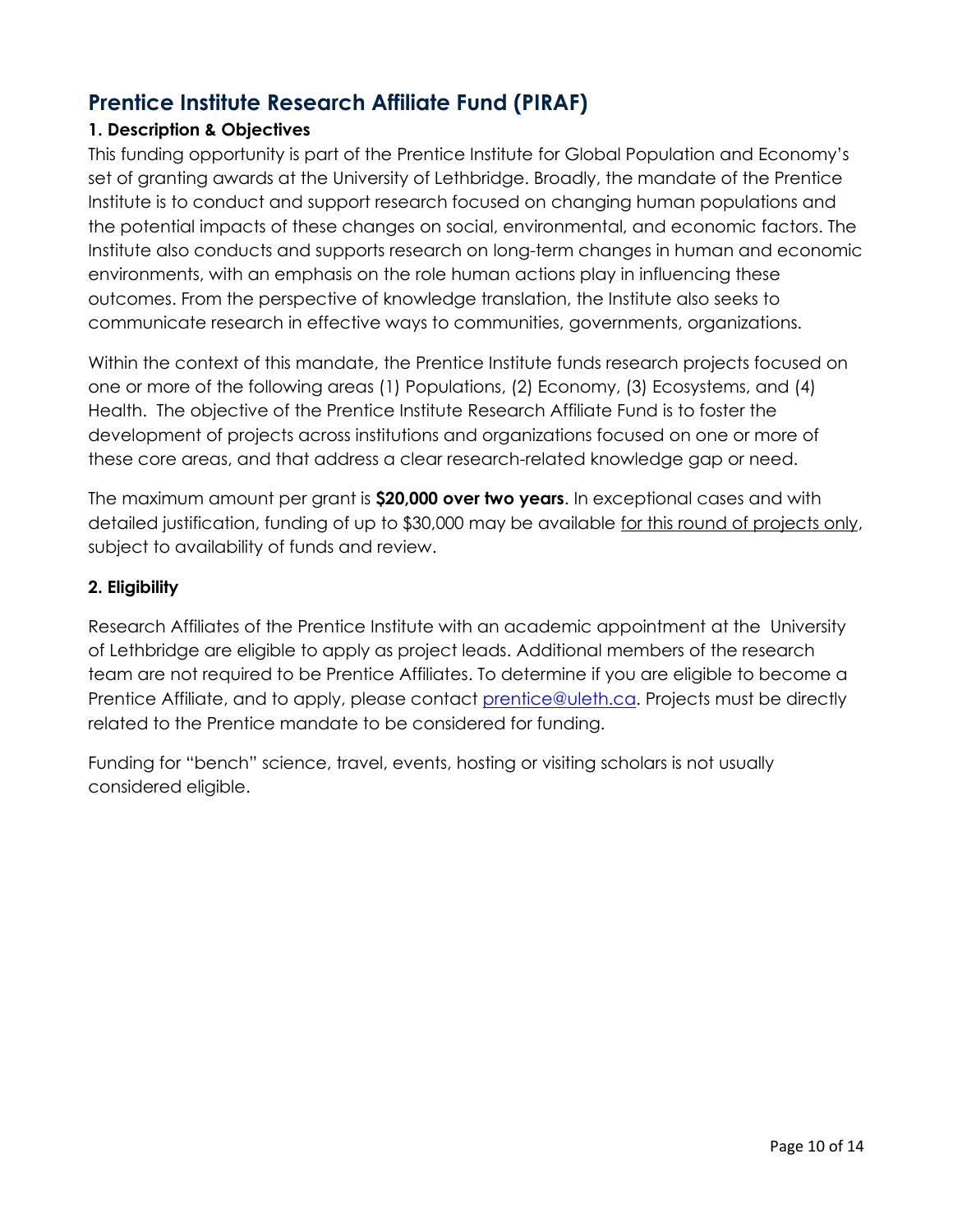## Prentice Institute Research Affiliate Fund (PIRAF)

### 1. Description & Objectives

This funding opportunity is part of the Prentice Institute for Global Population and Economy's set of granting awards at the University of Lethbridge. Broadly, the mandate of the Prentice Institute is to conduct and support research focused on changing human populations and the potential impacts of these changes on social, environmental, and economic factors. The Institute also conducts and supports research on long-term changes in human and economic environments, with an emphasis on the role human actions play in influencing these outcomes. From the perspective of knowledge translation, the Institute also seeks to communicate research in effective ways to communities, governments, organizations.

Within the context of this mandate, the Prentice Institute funds research projects focused on one or more of the following areas (1) Populations, (2) Economy, (3) Ecosystems, and (4) Health. The objective of the Prentice Institute Research Affiliate Fund is to foster the development of projects across institutions and organizations focused on one or more of these core areas, and that address a clear research-related knowledge gap or need.

The maximum amount per grant is **$20,000 over two years**. In exceptional cases and with detailed justification, funding of up to $30,000 may be available for this round of projects only, subject to availability of funds and review.

### 2. Eligibility

Research Affiliates of the Prentice Institute with an academic appointment at the University of Lethbridge are eligible to apply as project leads. Additional members of the research team are not required to be Prentice Affiliates. To determine if you are eligible to become a Prentice Affiliate, and to apply, please contact [prentice@uleth.ca](mailto:prentice@uleth.ca). Projects must be directly related to the Prentice mandate to be considered for funding.

Funding for "bench" science, travel, events, hosting or visiting scholars is not usually considered eligible.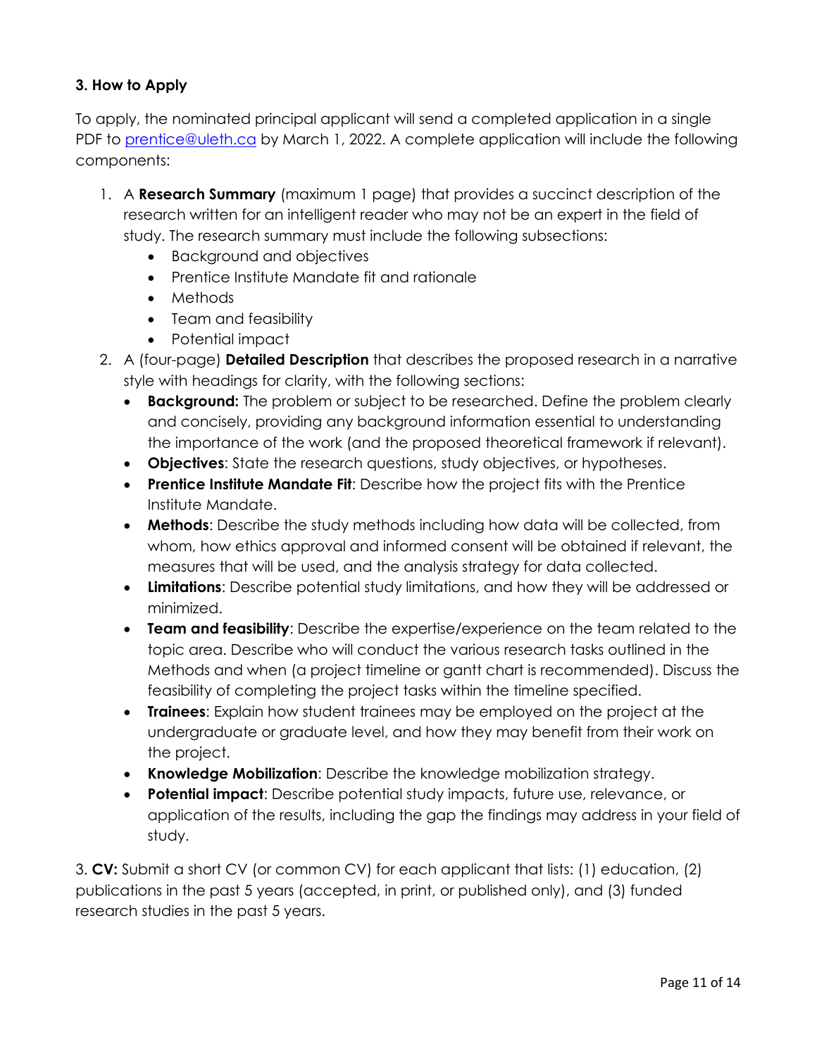### 3. How to Apply

To apply, the nominated principal applicant will send a completed application in a single PDF to prentice@uleth.ca by March 1, 2022. A complete application will include the following components:

1. A **Research Summary** (maximum 1 page) that provides a succinct description of the research written for an intelligent reader who may not be an expert in the field of study. The research summary must include the following subsections:
   - Background and objectives
   - Prentice Institute Mandate fit and rationale
   - Methods
   - Team and feasibility
   - Potential impact
2. A (four-page) **Detailed Description** that describes the proposed research in a narrative style with headings for clarity, with the following sections:
   - **Background:** The problem or subject to be researched. Define the problem clearly and concisely, providing any background information essential to understanding the importance of the work (and the proposed theoretical framework if relevant).
   - **Objectives**: State the research questions, study objectives, or hypotheses.
   - **Prentice Institute Mandate Fit**: Describe how the project fits with the Prentice Institute Mandate.
   - **Methods**: Describe the study methods including how data will be collected, from whom, how ethics approval and informed consent will be obtained if relevant, the measures that will be used, and the analysis strategy for data collected.
   - **Limitations**: Describe potential study limitations, and how they will be addressed or minimized.
   - **Team and feasibility**: Describe the expertise/experience on the team related to the topic area. Describe who will conduct the various research tasks outlined in the Methods and when (a project timeline or gantt chart is recommended). Discuss the feasibility of completing the project tasks within the timeline specified.
   - **Trainees**: Explain how student trainees may be employed on the project at the undergraduate or graduate level, and how they may benefit from their work on the project.
   - **Knowledge Mobilization**: Describe the knowledge mobilization strategy.
   - **Potential impact**: Describe potential study impacts, future use, relevance, or application of the results, including the gap the findings may address in your field of study.

3. **CV:** Submit a short CV (or common CV) for each applicant that lists: (1) education, (2) publications in the past 5 years (accepted, in print, or published only), and (3) funded research studies in the past 5 years.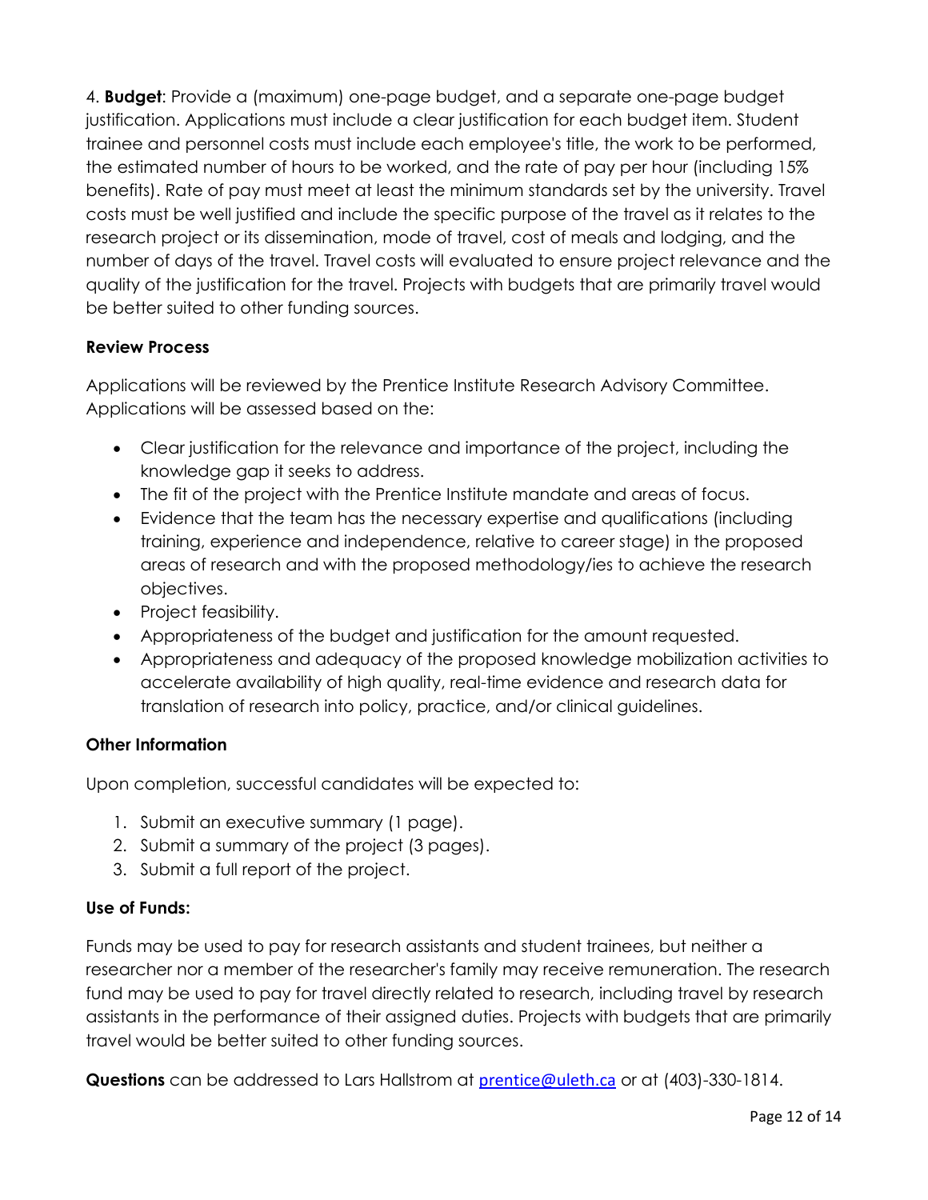4. **Budget**: Provide a (maximum) one-page budget, and a separate one-page budget justification. Applications must include a clear justification for each budget item. Student trainee and personnel costs must include each employee's title, the work to be performed, the estimated number of hours to be worked, and the rate of pay per hour (including 15% benefits). Rate of pay must meet at least the minimum standards set by the university. Travel costs must be well justified and include the specific purpose of the travel as it relates to the research project or its dissemination, mode of travel, cost of meals and lodging, and the number of days of the travel. Travel costs will evaluated to ensure project relevance and the quality of the justification for the travel. Projects with budgets that are primarily travel would be better suited to other funding sources.

### Review Process

Applications will be reviewed by the Prentice Institute Research Advisory Committee. Applications will be assessed based on the:

- Clear justification for the relevance and importance of the project, including the knowledge gap it seeks to address.
- The fit of the project with the Prentice Institute mandate and areas of focus.
- Evidence that the team has the necessary expertise and qualifications (including training, experience and independence, relative to career stage) in the proposed areas of research and with the proposed methodology/ies to achieve the research objectives.
- Project feasibility.
- Appropriateness of the budget and justification for the amount requested.
- Appropriateness and adequacy of the proposed knowledge mobilization activities to accelerate availability of high quality, real-time evidence and research data for translation of research into policy, practice, and/or clinical guidelines.

### Other Information

Upon completion, successful candidates will be expected to:

1. Submit an executive summary (1 page).
2. Submit a summary of the project (3 pages).
3. Submit a full report of the project.

### Use of Funds:

Funds may be used to pay for research assistants and student trainees, but neither a researcher nor a member of the researcher's family may receive remuneration. The research fund may be used to pay for travel directly related to research, including travel by research assistants in the performance of their assigned duties. Projects with budgets that are primarily travel would be better suited to other funding sources.

**Questions** can be addressed to Lars Hallstrom at prentice@uleth.ca or at (403)-330-1814.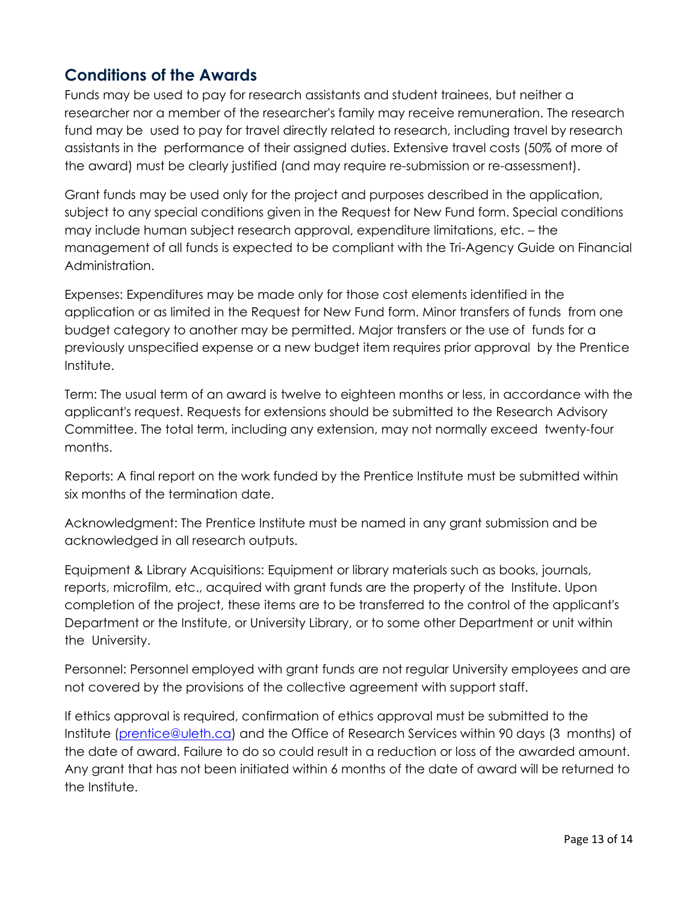## Conditions of the Awards

Funds may be used to pay for research assistants and student trainees, but neither a researcher nor a member of the researcher's family may receive remuneration. The research fund may be used to pay for travel directly related to research, including travel by research assistants in the performance of their assigned duties. Extensive travel costs (50% of more of the award) must be clearly justified (and may require re-submission or re-assessment).

Grant funds may be used only for the project and purposes described in the application, subject to any special conditions given in the Request for New Fund form. Special conditions may include human subject research approval, expenditure limitations, etc. – the management of all funds is expected to be compliant with the Tri-Agency Guide on Financial Administration.

Expenses: Expenditures may be made only for those cost elements identified in the application or as limited in the Request for New Fund form. Minor transfers of funds from one budget category to another may be permitted. Major transfers or the use of funds for a previously unspecified expense or a new budget item requires prior approval by the Prentice Institute.

Term: The usual term of an award is twelve to eighteen months or less, in accordance with the applicant's request. Requests for extensions should be submitted to the Research Advisory Committee. The total term, including any extension, may not normally exceed twenty-four months.

Reports: A final report on the work funded by the Prentice Institute must be submitted within six months of the termination date.

Acknowledgment: The Prentice Institute must be named in any grant submission and be acknowledged in all research outputs.

Equipment & Library Acquisitions: Equipment or library materials such as books, journals, reports, microfilm, etc., acquired with grant funds are the property of the Institute. Upon completion of the project, these items are to be transferred to the control of the applicant's Department or the Institute, or University Library, or to some other Department or unit within the University.

Personnel: Personnel employed with grant funds are not regular University employees and are not covered by the provisions of the collective agreement with support staff.

If ethics approval is required, confirmation of ethics approval must be submitted to the Institute (prentice@uleth.ca) and the Office of Research Services within 90 days (3 months) of the date of award. Failure to do so could result in a reduction or loss of the awarded amount. Any grant that has not been initiated within 6 months of the date of award will be returned to the Institute.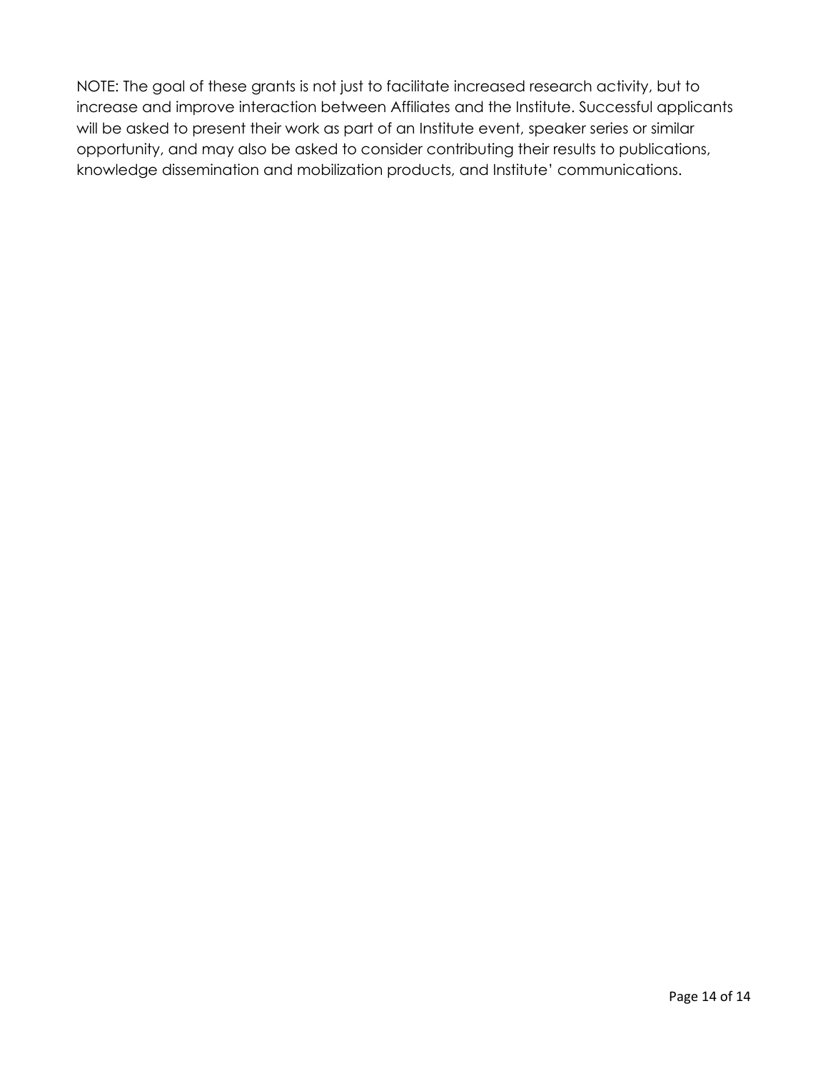NOTE: The goal of these grants is not just to facilitate increased research activity, but to increase and improve interaction between Affiliates and the Institute. Successful applicants will be asked to present their work as part of an Institute event, speaker series or similar opportunity, and may also be asked to consider contributing their results to publications, knowledge dissemination and mobilization products, and Institute' communications.